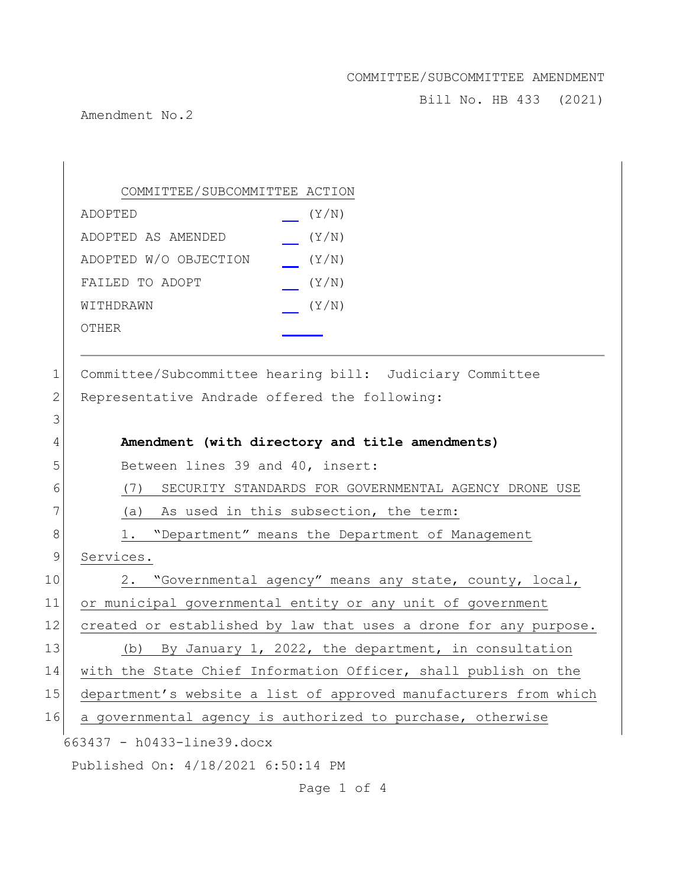COMMITTEE/SUBCOMMITTEE AMENDMENT

Bill No. HB 433 (2021)

Amendment No.2

COMMITTEE/SUBCOMMITTEE ACTION

| | |
|---|---|
| ADOPTED | __ (Y/N) |
| ADOPTED AS AMENDED | __ (Y/N) |
| ADOPTED W/O OBJECTION | __ (Y/N) |
| FAILED TO ADOPT | __ (Y/N) |
| WITHDRAWN | __ (Y/N) |
| OTHER | ____ |

---

1 Committee/Subcommittee hearing bill: Judiciary Committee
2 Representative Andrade offered the following:
3
4 **Amendment (with directory and title amendments)**
5 Between lines 39 and 40, insert:
6 (7) SECURITY STANDARDS FOR GOVERNMENTAL AGENCY DRONE USE
7 (a) As used in this subsection, the term:
8 1. "Department" means the Department of Management
9 Services.
10 2. "Governmental agency" means any state, county, local,
11 or municipal governmental entity or any unit of government
12 created or established by law that uses a drone for any purpose.
13 (b) By January 1, 2022, the department, in consultation
14 with the State Chief Information Officer, shall publish on the
15 department's website a list of approved manufacturers from which
16 a governmental agency is authorized to purchase, otherwise

663437 - h0433-line39.docx

Published On: 4/18/2021 6:50:14 PM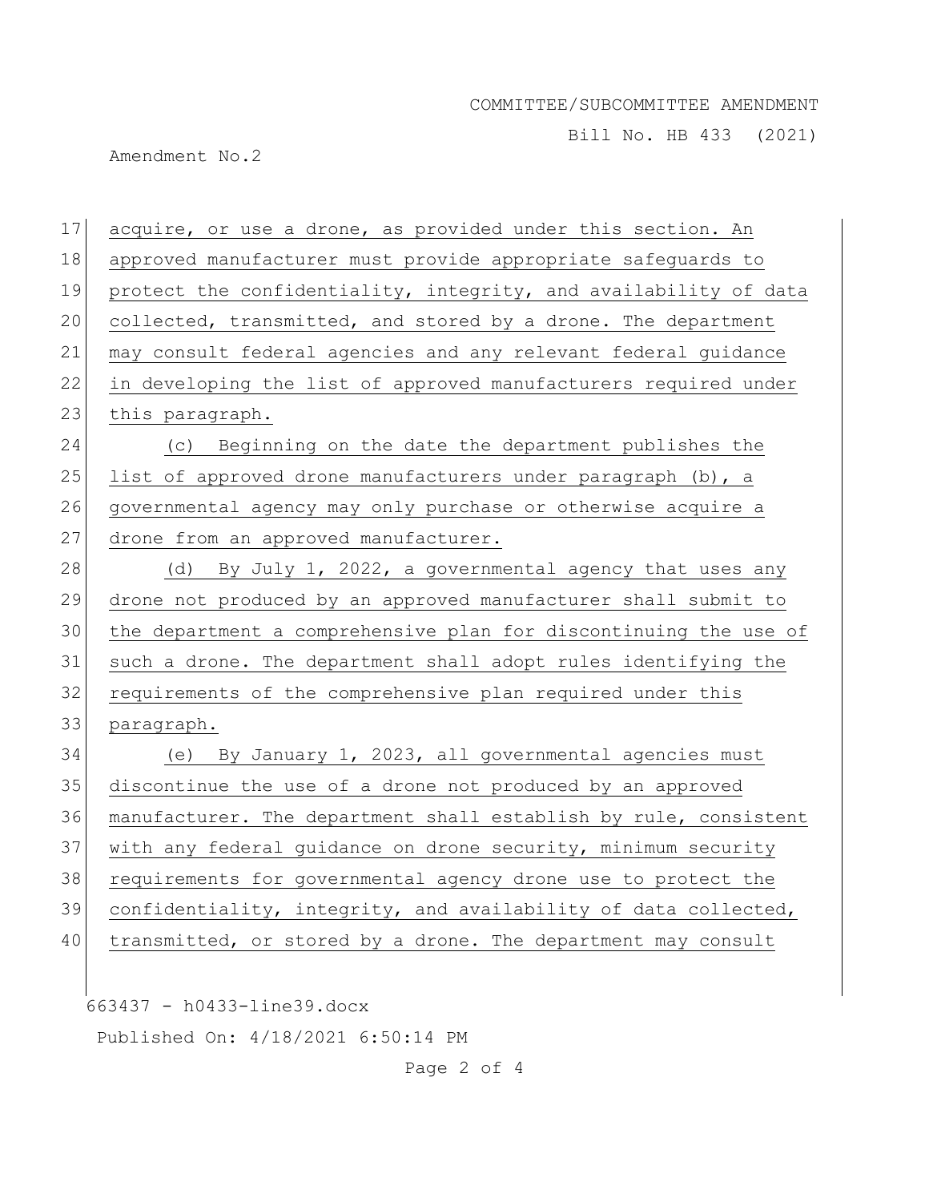acquire, or use a drone, as provided under this section. An approved manufacturer must provide appropriate safeguards to protect the confidentiality, integrity, and availability of data collected, transmitted, and stored by a drone. The department may consult federal agencies and any relevant federal guidance in developing the list of approved manufacturers required under this paragraph.

(c) Beginning on the date the department publishes the list of approved drone manufacturers under paragraph (b), a governmental agency may only purchase or otherwise acquire a drone from an approved manufacturer.

(d) By July 1, 2022, a governmental agency that uses any drone not produced by an approved manufacturer shall submit to the department a comprehensive plan for discontinuing the use of such a drone. The department shall adopt rules identifying the requirements of the comprehensive plan required under this paragraph.

(e) By January 1, 2023, all governmental agencies must discontinue the use of a drone not produced by an approved manufacturer. The department shall establish by rule, consistent with any federal guidance on drone security, minimum security requirements for governmental agency drone use to protect the confidentiality, integrity, and availability of data collected, transmitted, or stored by a drone. The department may consult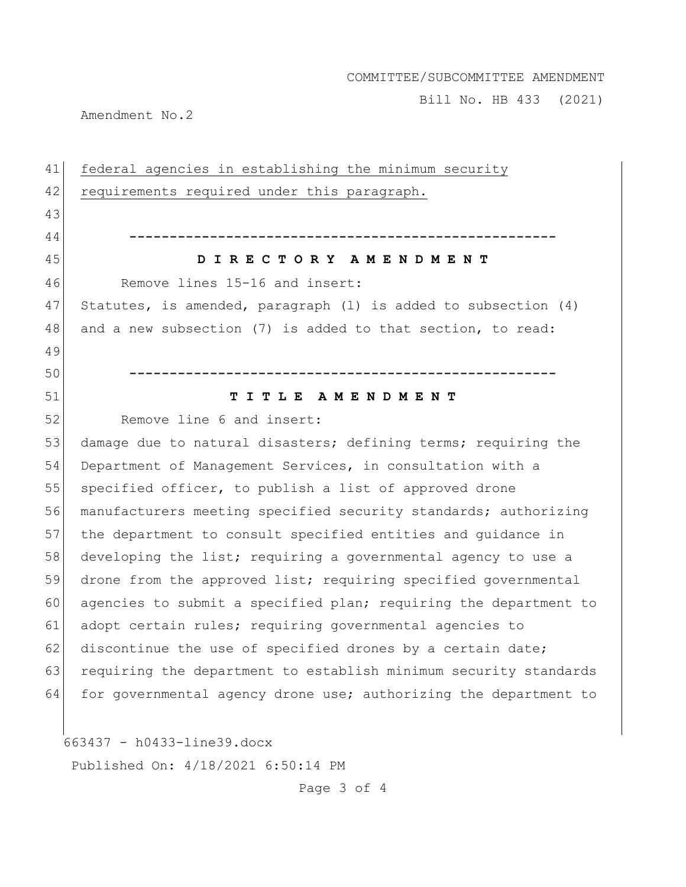41 <u>federal agencies in establishing the minimum security</u>
42 <u>requirements required under this paragraph.</u>

-----------------------------------------------------

**D I R E C T O R Y  A M E N D M E N T**

Remove lines 15-16 and insert:

Statutes, is amended, paragraph (l) is added to subsection (4) and a new subsection (7) is added to that section, to read:

-----------------------------------------------------

**T I T L E  A M E N D M E N T**

Remove line 6 and insert:

damage due to natural disasters; defining terms; requiring the Department of Management Services, in consultation with a specified officer, to publish a list of approved drone manufacturers meeting specified security standards; authorizing the department to consult specified entities and guidance in developing the list; requiring a governmental agency to use a drone from the approved list; requiring specified governmental agencies to submit a specified plan; requiring the department to adopt certain rules; requiring governmental agencies to discontinue the use of specified drones by a certain date; requiring the department to establish minimum security standards for governmental agency drone use; authorizing the department to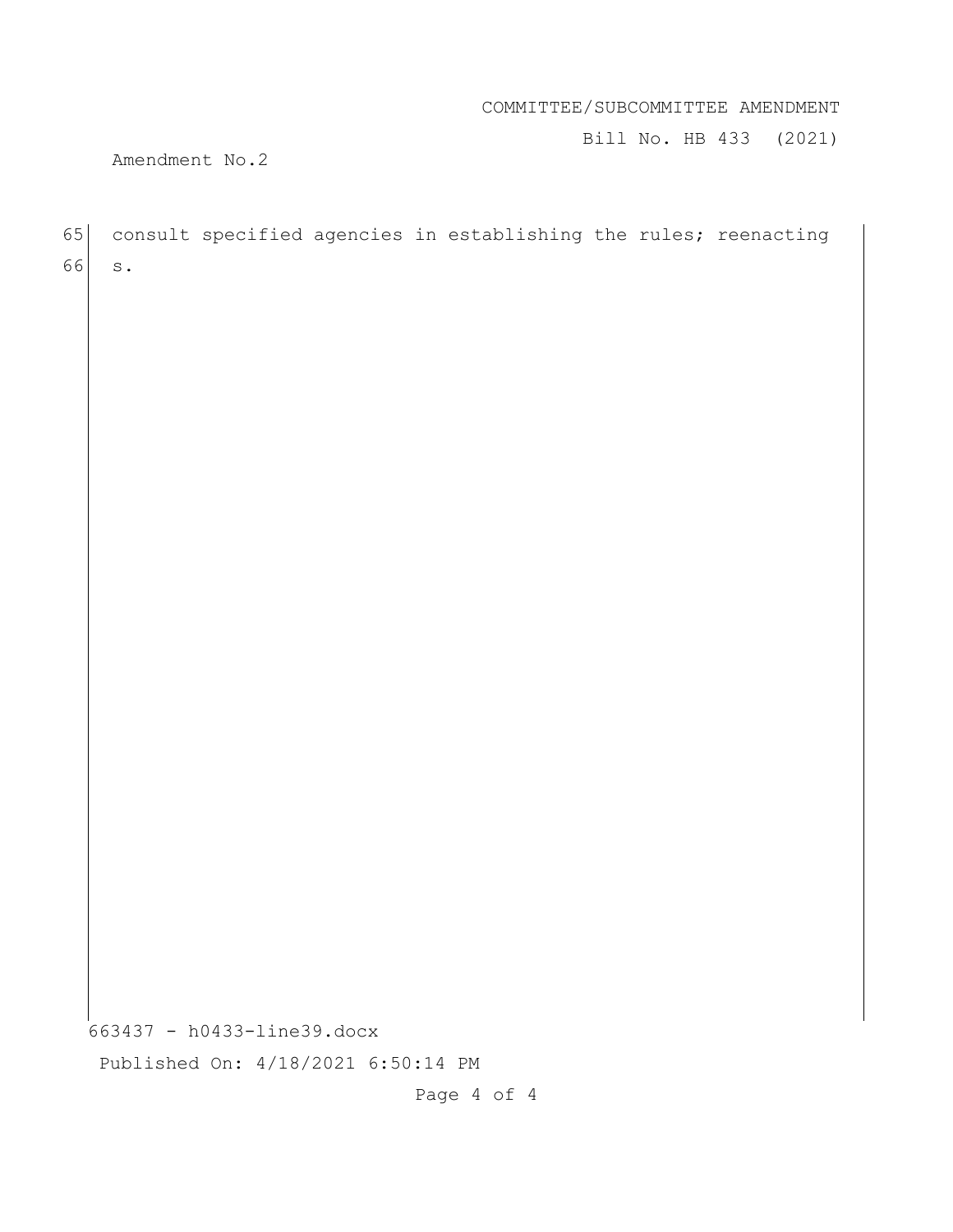65 consult specified agencies in establishing the rules; reenacting
66 s.

663437 - h0433-line39.docx

Published On: 4/18/2021 6:50:14 PM